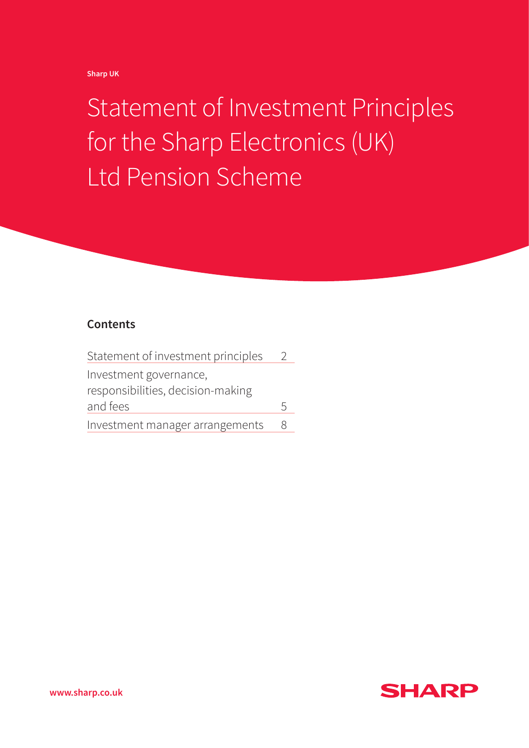Sharp UK

# Statement of Investment Principles for the Sharp Electronics (UK) Ltd Pension Scheme

## Contents

| | |
|---|---|
| Statement of investment principles | 2 |
| Investment governance, responsibilities, decision-making and fees | 5 |
| Investment manager arrangements | 8 |

www.sharp.co.uk

SHARP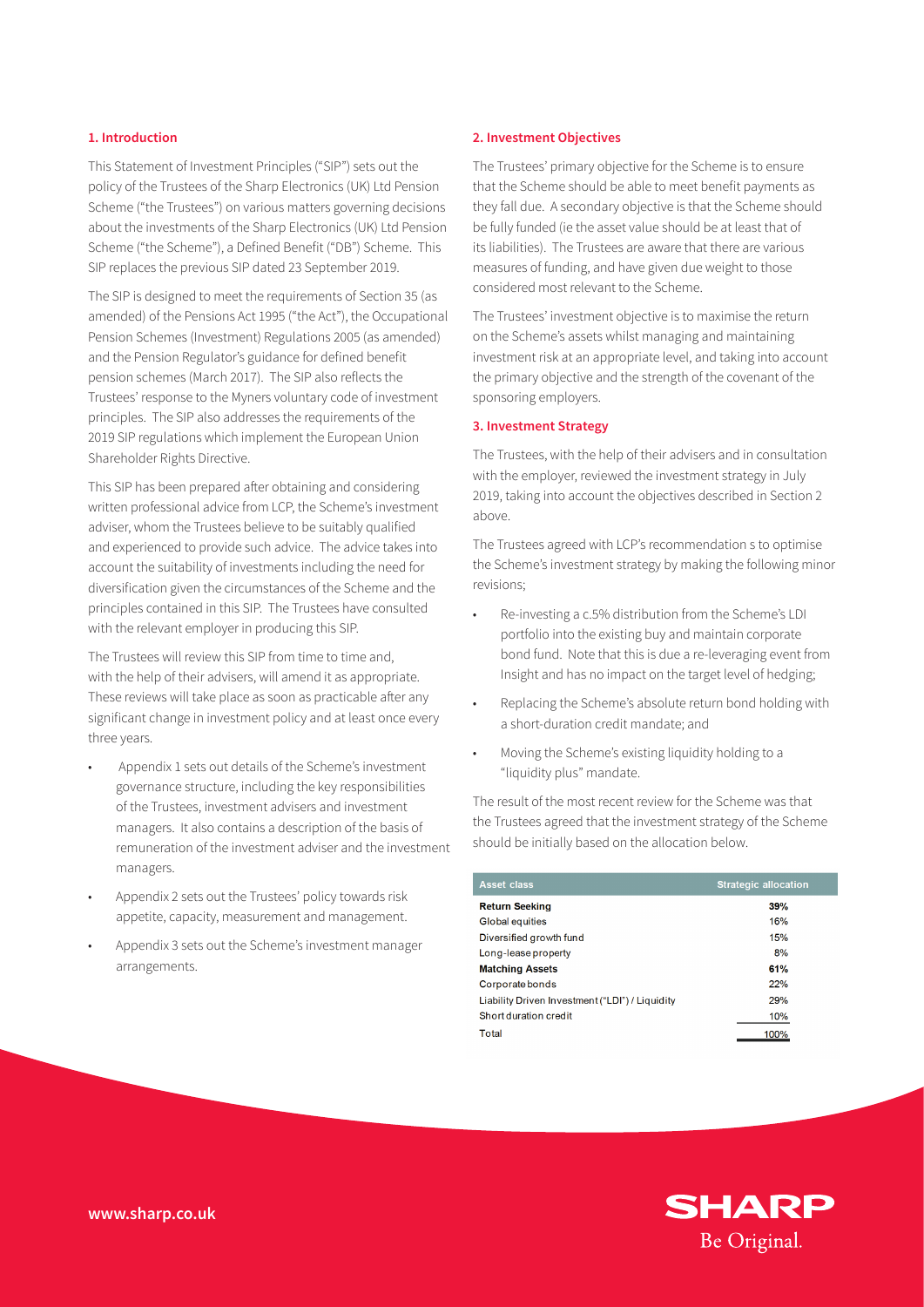## 1. Introduction

This Statement of Investment Principles ("SIP") sets out the policy of the Trustees of the Sharp Electronics (UK) Ltd Pension Scheme ("the Trustees") on various matters governing decisions about the investments of the Sharp Electronics (UK) Ltd Pension Scheme ("the Scheme"), a Defined Benefit ("DB") Scheme. This SIP replaces the previous SIP dated 23 September 2019.

The SIP is designed to meet the requirements of Section 35 (as amended) of the Pensions Act 1995 ("the Act"), the Occupational Pension Schemes (Investment) Regulations 2005 (as amended) and the Pension Regulator's guidance for defined benefit pension schemes (March 2017). The SIP also reflects the Trustees' response to the Myners voluntary code of investment principles. The SIP also addresses the requirements of the 2019 SIP regulations which implement the European Union Shareholder Rights Directive.

This SIP has been prepared after obtaining and considering written professional advice from LCP, the Scheme's investment adviser, whom the Trustees believe to be suitably qualified and experienced to provide such advice. The advice takes into account the suitability of investments including the need for diversification given the circumstances of the Scheme and the principles contained in this SIP. The Trustees have consulted with the relevant employer in producing this SIP.

The Trustees will review this SIP from time to time and, with the help of their advisers, will amend it as appropriate. These reviews will take place as soon as practicable after any significant change in investment policy and at least once every three years.

- Appendix 1 sets out details of the Scheme's investment governance structure, including the key responsibilities of the Trustees, investment advisers and investment managers. It also contains a description of the basis of remuneration of the investment adviser and the investment managers.
- Appendix 2 sets out the Trustees' policy towards risk appetite, capacity, measurement and management.
- Appendix 3 sets out the Scheme's investment manager arrangements.

## 2. Investment Objectives

The Trustees' primary objective for the Scheme is to ensure that the Scheme should be able to meet benefit payments as they fall due. A secondary objective is that the Scheme should be fully funded (ie the asset value should be at least that of its liabilities). The Trustees are aware that there are various measures of funding, and have given due weight to those considered most relevant to the Scheme.

The Trustees' investment objective is to maximise the return on the Scheme's assets whilst managing and maintaining investment risk at an appropriate level, and taking into account the primary objective and the strength of the covenant of the sponsoring employers.

## 3. Investment Strategy

The Trustees, with the help of their advisers and in consultation with the employer, reviewed the investment strategy in July 2019, taking into account the objectives described in Section 2 above.

The Trustees agreed with LCP's recommendation s to optimise the Scheme's investment strategy by making the following minor revisions;

- Re-investing a c.5% distribution from the Scheme's LDI portfolio into the existing buy and maintain corporate bond fund. Note that this is due a re-leveraging event from Insight and has no impact on the target level of hedging;
- Replacing the Scheme's absolute return bond holding with a short-duration credit mandate; and
- Moving the Scheme's existing liquidity holding to a "liquidity plus" mandate.

The result of the most recent review for the Scheme was that the Trustees agreed that the investment strategy of the Scheme should be initially based on the allocation below.

| Asset class | Strategic allocation |
|---|---|
| **Return Seeking** | **39%** |
| Global equities | 16% |
| Diversified growth fund | 15% |
| Long-lease property | 8% |
| **Matching Assets** | **61%** |
| Corporate bonds | 22% |
| Liability Driven Investment ("LDI") / Liquidity | 29% |
| Short duration credit | 10% |
| Total | 100% |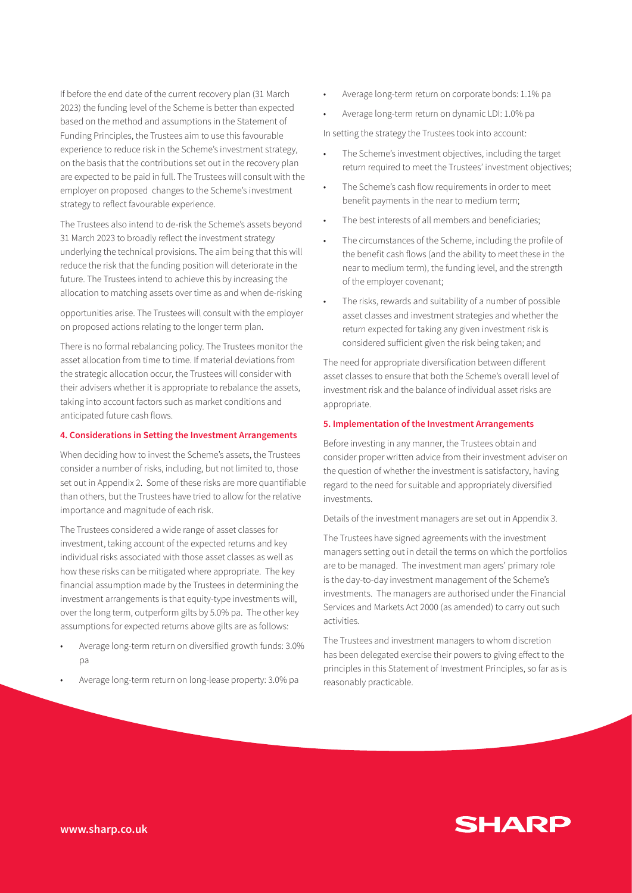If before the end date of the current recovery plan (31 March 2023) the funding level of the Scheme is better than expected based on the method and assumptions in the Statement of Funding Principles, the Trustees aim to use this favourable experience to reduce risk in the Scheme's investment strategy, on the basis that the contributions set out in the recovery plan are expected to be paid in full. The Trustees will consult with the employer on proposed changes to the Scheme's investment strategy to reflect favourable experience.

The Trustees also intend to de-risk the Scheme's assets beyond 31 March 2023 to broadly reflect the investment strategy underlying the technical provisions. The aim being that this will reduce the risk that the funding position will deteriorate in the future. The Trustees intend to achieve this by increasing the allocation to matching assets over time as and when de-risking opportunities arise. The Trustees will consult with the employer on proposed actions relating to the longer term plan.

There is no formal rebalancing policy. The Trustees monitor the asset allocation from time to time. If material deviations from the strategic allocation occur, the Trustees will consider with their advisers whether it is appropriate to rebalance the assets, taking into account factors such as market conditions and anticipated future cash flows.

**4. Considerations in Setting the Investment Arrangements**

When deciding how to invest the Scheme's assets, the Trustees consider a number of risks, including, but not limited to, those set out in Appendix 2. Some of these risks are more quantifiable than others, but the Trustees have tried to allow for the relative importance and magnitude of each risk.

The Trustees considered a wide range of asset classes for investment, taking account of the expected returns and key individual risks associated with those asset classes as well as how these risks can be mitigated where appropriate. The key financial assumption made by the Trustees in determining the investment arrangements is that equity-type investments will, over the long term, outperform gilts by 5.0% pa. The other key assumptions for expected returns above gilts are as follows:

- Average long-term return on diversified growth funds: 3.0% pa
- Average long-term return on long-lease property: 3.0% pa
- Average long-term return on corporate bonds: 1.1% pa
- Average long-term return on dynamic LDI: 1.0% pa

In setting the strategy the Trustees took into account:

- The Scheme's investment objectives, including the target return required to meet the Trustees' investment objectives;
- The Scheme's cash flow requirements in order to meet benefit payments in the near to medium term;
- The best interests of all members and beneficiaries;
- The circumstances of the Scheme, including the profile of the benefit cash flows (and the ability to meet these in the near to medium term), the funding level, and the strength of the employer covenant;
- The risks, rewards and suitability of a number of possible asset classes and investment strategies and whether the return expected for taking any given investment risk is considered sufficient given the risk being taken; and

The need for appropriate diversification between different asset classes to ensure that both the Scheme's overall level of investment risk and the balance of individual asset risks are appropriate.

**5. Implementation of the Investment Arrangements**

Before investing in any manner, the Trustees obtain and consider proper written advice from their investment adviser on the question of whether the investment is satisfactory, having regard to the need for suitable and appropriately diversified investments.

Details of the investment managers are set out in Appendix 3.

The Trustees have signed agreements with the investment managers setting out in detail the terms on which the portfolios are to be managed. The investment man agers' primary role is the day-to-day investment management of the Scheme's investments. The managers are authorised under the Financial Services and Markets Act 2000 (as amended) to carry out such activities.

The Trustees and investment managers to whom discretion has been delegated exercise their powers to giving effect to the principles in this Statement of Investment Principles, so far as is reasonably practicable.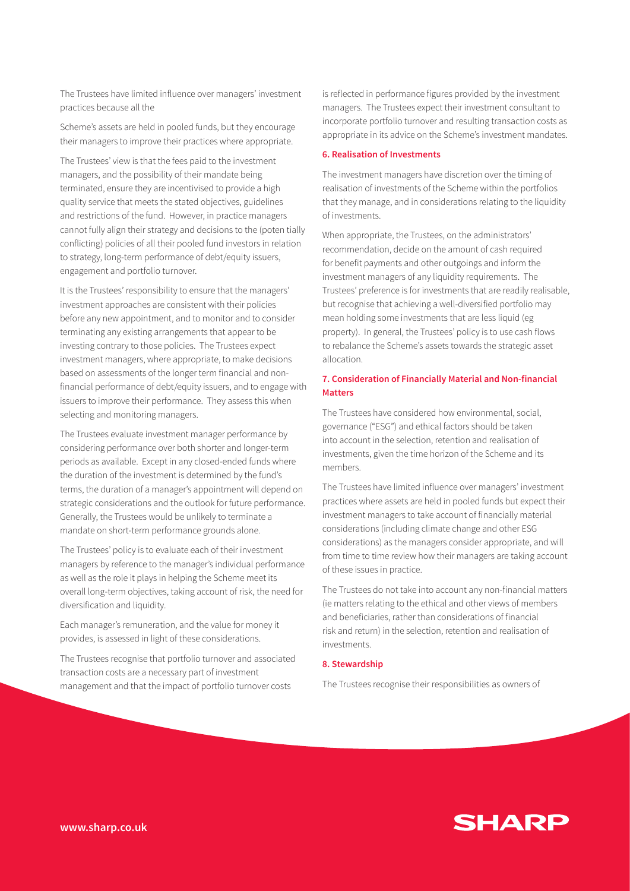The Trustees have limited influence over managers' investment practices because all the

Scheme's assets are held in pooled funds, but they encourage their managers to improve their practices where appropriate.

The Trustees' view is that the fees paid to the investment managers, and the possibility of their mandate being terminated, ensure they are incentivised to provide a high quality service that meets the stated objectives, guidelines and restrictions of the fund. However, in practice managers cannot fully align their strategy and decisions to the (poten tially conflicting) policies of all their pooled fund investors in relation to strategy, long-term performance of debt/equity issuers, engagement and portfolio turnover.

It is the Trustees' responsibility to ensure that the managers' investment approaches are consistent with their policies before any new appointment, and to monitor and to consider terminating any existing arrangements that appear to be investing contrary to those policies. The Trustees expect investment managers, where appropriate, to make decisions based on assessments of the longer term financial and non-financial performance of debt/equity issuers, and to engage with issuers to improve their performance. They assess this when selecting and monitoring managers.

The Trustees evaluate investment manager performance by considering performance over both shorter and longer-term periods as available. Except in any closed-ended funds where the duration of the investment is determined by the fund's terms, the duration of a manager's appointment will depend on strategic considerations and the outlook for future performance. Generally, the Trustees would be unlikely to terminate a mandate on short-term performance grounds alone.

The Trustees' policy is to evaluate each of their investment managers by reference to the manager's individual performance as well as the role it plays in helping the Scheme meet its overall long-term objectives, taking account of risk, the need for diversification and liquidity.

Each manager's remuneration, and the value for money it provides, is assessed in light of these considerations.

The Trustees recognise that portfolio turnover and associated transaction costs are a necessary part of investment management and that the impact of portfolio turnover costs is reflected in performance figures provided by the investment managers. The Trustees expect their investment consultant to incorporate portfolio turnover and resulting transaction costs as appropriate in its advice on the Scheme's investment mandates.

## 6. Realisation of Investments

The investment managers have discretion over the timing of realisation of investments of the Scheme within the portfolios that they manage, and in considerations relating to the liquidity of investments.

When appropriate, the Trustees, on the administrators' recommendation, decide on the amount of cash required for benefit payments and other outgoings and inform the investment managers of any liquidity requirements. The Trustees' preference is for investments that are readily realisable, but recognise that achieving a well-diversified portfolio may mean holding some investments that are less liquid (eg property). In general, the Trustees' policy is to use cash flows to rebalance the Scheme's assets towards the strategic asset allocation.

## 7. Consideration of Financially Material and Non-financial Matters

The Trustees have considered how environmental, social, governance ("ESG") and ethical factors should be taken into account in the selection, retention and realisation of investments, given the time horizon of the Scheme and its members.

The Trustees have limited influence over managers' investment practices where assets are held in pooled funds but expect their investment managers to take account of financially material considerations (including climate change and other ESG considerations) as the managers consider appropriate, and will from time to time review how their managers are taking account of these issues in practice.

The Trustees do not take into account any non-financial matters (ie matters relating to the ethical and other views of members and beneficiaries, rather than considerations of financial risk and return) in the selection, retention and realisation of investments.

## 8. Stewardship

The Trustees recognise their responsibilities as owners of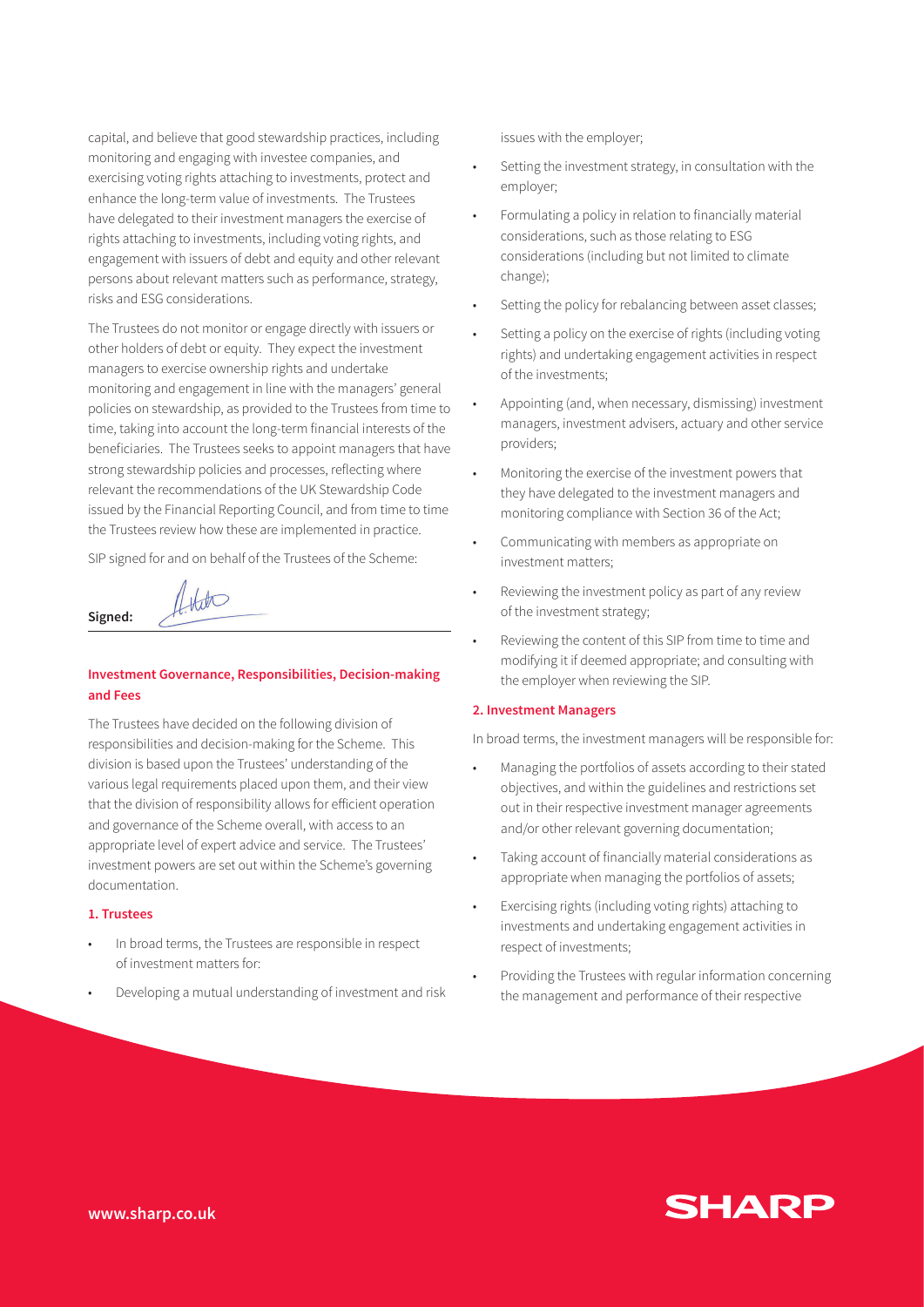capital, and believe that good stewardship practices, including monitoring and engaging with investee companies, and exercising voting rights attaching to investments, protect and enhance the long-term value of investments. The Trustees have delegated to their investment managers the exercise of rights attaching to investments, including voting rights, and engagement with issuers of debt and equity and other relevant persons about relevant matters such as performance, strategy, risks and ESG considerations.

The Trustees do not monitor or engage directly with issuers or other holders of debt or equity. They expect the investment managers to exercise ownership rights and undertake monitoring and engagement in line with the managers' general policies on stewardship, as provided to the Trustees from time to time, taking into account the long-term financial interests of the beneficiaries. The Trustees seeks to appoint managers that have strong stewardship policies and processes, reflecting where relevant the recommendations of the UK Stewardship Code issued by the Financial Reporting Council, and from time to time the Trustees review how these are implemented in practice.

SIP signed for and on behalf of the Trustees of the Scheme:

**Signed:**

### Investment Governance, Responsibilities, Decision-making and Fees

The Trustees have decided on the following division of responsibilities and decision-making for the Scheme. This division is based upon the Trustees' understanding of the various legal requirements placed upon them, and their view that the division of responsibility allows for efficient operation and governance of the Scheme overall, with access to an appropriate level of expert advice and service. The Trustees' investment powers are set out within the Scheme's governing documentation.

#### 1. Trustees

- In broad terms, the Trustees are responsible in respect of investment matters for:
- Developing a mutual understanding of investment and risk issues with the employer;
- Setting the investment strategy, in consultation with the employer;
- Formulating a policy in relation to financially material considerations, such as those relating to ESG considerations (including but not limited to climate change);
- Setting the policy for rebalancing between asset classes;
- Setting a policy on the exercise of rights (including voting rights) and undertaking engagement activities in respect of the investments;
- Appointing (and, when necessary, dismissing) investment managers, investment advisers, actuary and other service providers;
- Monitoring the exercise of the investment powers that they have delegated to the investment managers and monitoring compliance with Section 36 of the Act;
- Communicating with members as appropriate on investment matters;
- Reviewing the investment policy as part of any review of the investment strategy;
- Reviewing the content of this SIP from time to time and modifying it if deemed appropriate; and consulting with the employer when reviewing the SIP.

#### 2. Investment Managers

In broad terms, the investment managers will be responsible for:

- Managing the portfolios of assets according to their stated objectives, and within the guidelines and restrictions set out in their respective investment manager agreements and/or other relevant governing documentation;
- Taking account of financially material considerations as appropriate when managing the portfolios of assets;
- Exercising rights (including voting rights) attaching to investments and undertaking engagement activities in respect of investments;
- Providing the Trustees with regular information concerning the management and performance of their respective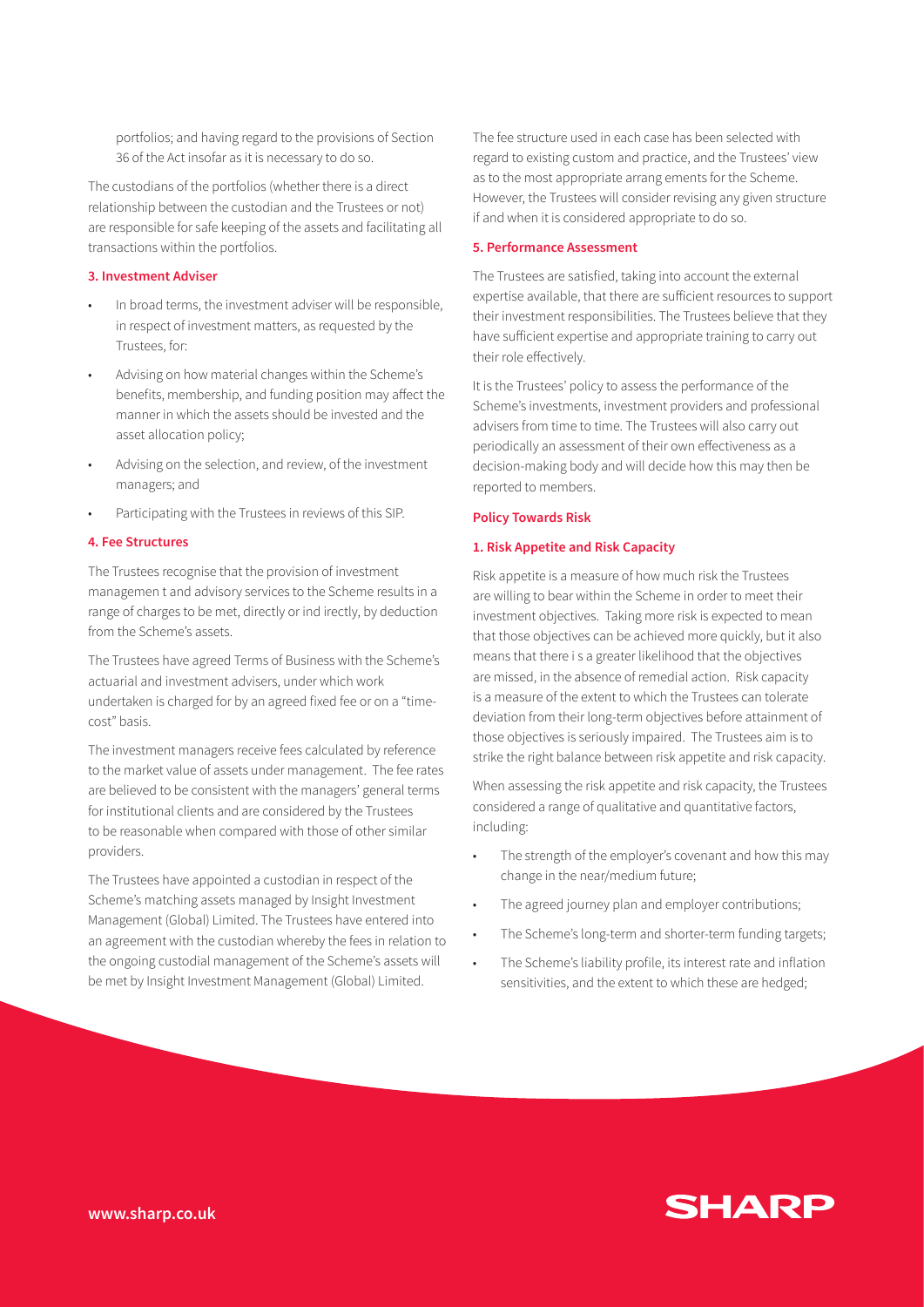portfolios; and having regard to the provisions of Section 36 of the Act insofar as it is necessary to do so.

The custodians of the portfolios (whether there is a direct relationship between the custodian and the Trustees or not) are responsible for safe keeping of the assets and facilitating all transactions within the portfolios.

### 3. Investment Adviser

- In broad terms, the investment adviser will be responsible, in respect of investment matters, as requested by the Trustees, for:
- Advising on how material changes within the Scheme's benefits, membership, and funding position may affect the manner in which the assets should be invested and the asset allocation policy;
- Advising on the selection, and review, of the investment managers; and
- Participating with the Trustees in reviews of this SIP.

### 4. Fee Structures

The Trustees recognise that the provision of investment managemen t and advisory services to the Scheme results in a range of charges to be met, directly or ind irectly, by deduction from the Scheme's assets.

The Trustees have agreed Terms of Business with the Scheme's actuarial and investment advisers, under which work undertaken is charged for by an agreed fixed fee or on a "time-cost" basis.

The investment managers receive fees calculated by reference to the market value of assets under management. The fee rates are believed to be consistent with the managers' general terms for institutional clients and are considered by the Trustees to be reasonable when compared with those of other similar providers.

The Trustees have appointed a custodian in respect of the Scheme's matching assets managed by Insight Investment Management (Global) Limited. The Trustees have entered into an agreement with the custodian whereby the fees in relation to the ongoing custodial management of the Scheme's assets will be met by Insight Investment Management (Global) Limited.

The fee structure used in each case has been selected with regard to existing custom and practice, and the Trustees' view as to the most appropriate arrang ements for the Scheme. However, the Trustees will consider revising any given structure if and when it is considered appropriate to do so.

### 5. Performance Assessment

The Trustees are satisfied, taking into account the external expertise available, that there are sufficient resources to support their investment responsibilities. The Trustees believe that they have sufficient expertise and appropriate training to carry out their role effectively.

It is the Trustees' policy to assess the performance of the Scheme's investments, investment providers and professional advisers from time to time. The Trustees will also carry out periodically an assessment of their own effectiveness as a decision-making body and will decide how this may then be reported to members.

## Policy Towards Risk

### 1. Risk Appetite and Risk Capacity

Risk appetite is a measure of how much risk the Trustees are willing to bear within the Scheme in order to meet their investment objectives. Taking more risk is expected to mean that those objectives can be achieved more quickly, but it also means that there i s a greater likelihood that the objectives are missed, in the absence of remedial action. Risk capacity is a measure of the extent to which the Trustees can tolerate deviation from their long-term objectives before attainment of those objectives is seriously impaired. The Trustees aim is to strike the right balance between risk appetite and risk capacity.

When assessing the risk appetite and risk capacity, the Trustees considered a range of qualitative and quantitative factors, including:

- The strength of the employer's covenant and how this may change in the near/medium future;
- The agreed journey plan and employer contributions;
- The Scheme's long-term and shorter-term funding targets;
- The Scheme's liability profile, its interest rate and inflation sensitivities, and the extent to which these are hedged;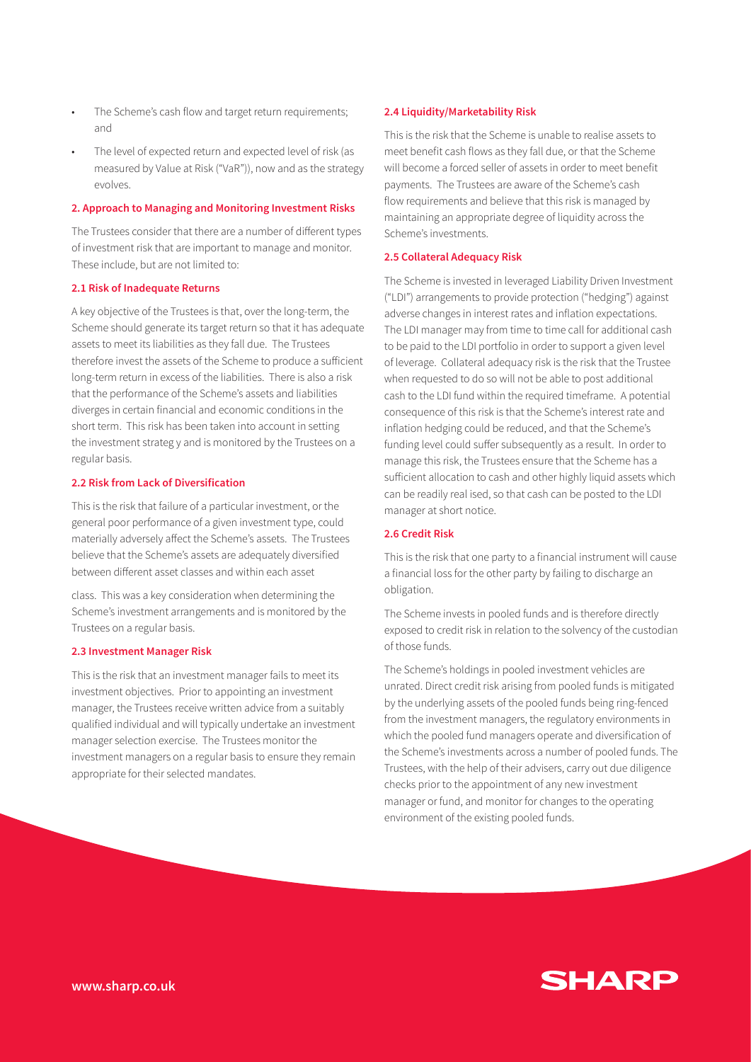- The Scheme's cash flow and target return requirements; and
- The level of expected return and expected level of risk (as measured by Value at Risk ("VaR")), now and as the strategy evolves.

## 2. Approach to Managing and Monitoring Investment Risks

The Trustees consider that there are a number of different types of investment risk that are important to manage and monitor. These include, but are not limited to:

### 2.1 Risk of Inadequate Returns

A key objective of the Trustees is that, over the long-term, the Scheme should generate its target return so that it has adequate assets to meet its liabilities as they fall due. The Trustees therefore invest the assets of the Scheme to produce a sufficient long-term return in excess of the liabilities. There is also a risk that the performance of the Scheme's assets and liabilities diverges in certain financial and economic conditions in the short term. This risk has been taken into account in setting the investment strateg y and is monitored by the Trustees on a regular basis.

### 2.2 Risk from Lack of Diversification

This is the risk that failure of a particular investment, or the general poor performance of a given investment type, could materially adversely affect the Scheme's assets. The Trustees believe that the Scheme's assets are adequately diversified between different asset classes and within each asset class. This was a key consideration when determining the Scheme's investment arrangements and is monitored by the Trustees on a regular basis.

### 2.3 Investment Manager Risk

This is the risk that an investment manager fails to meet its investment objectives. Prior to appointing an investment manager, the Trustees receive written advice from a suitably qualified individual and will typically undertake an investment manager selection exercise. The Trustees monitor the investment managers on a regular basis to ensure they remain appropriate for their selected mandates.

### 2.4 Liquidity/Marketability Risk

This is the risk that the Scheme is unable to realise assets to meet benefit cash flows as they fall due, or that the Scheme will become a forced seller of assets in order to meet benefit payments. The Trustees are aware of the Scheme's cash flow requirements and believe that this risk is managed by maintaining an appropriate degree of liquidity across the Scheme's investments.

### 2.5 Collateral Adequacy Risk

The Scheme is invested in leveraged Liability Driven Investment ("LDI") arrangements to provide protection ("hedging") against adverse changes in interest rates and inflation expectations. The LDI manager may from time to time call for additional cash to be paid to the LDI portfolio in order to support a given level of leverage. Collateral adequacy risk is the risk that the Trustee when requested to do so will not be able to post additional cash to the LDI fund within the required timeframe. A potential consequence of this risk is that the Scheme's interest rate and inflation hedging could be reduced, and that the Scheme's funding level could suffer subsequently as a result. In order to manage this risk, the Trustees ensure that the Scheme has a sufficient allocation to cash and other highly liquid assets which can be readily real ised, so that cash can be posted to the LDI manager at short notice.

### 2.6 Credit Risk

This is the risk that one party to a financial instrument will cause a financial loss for the other party by failing to discharge an obligation.

The Scheme invests in pooled funds and is therefore directly exposed to credit risk in relation to the solvency of the custodian of those funds.

The Scheme's holdings in pooled investment vehicles are unrated. Direct credit risk arising from pooled funds is mitigated by the underlying assets of the pooled funds being ring-fenced from the investment managers, the regulatory environments in which the pooled fund managers operate and diversification of the Scheme's investments across a number of pooled funds. The Trustees, with the help of their advisers, carry out due diligence checks prior to the appointment of any new investment manager or fund, and monitor for changes to the operating environment of the existing pooled funds.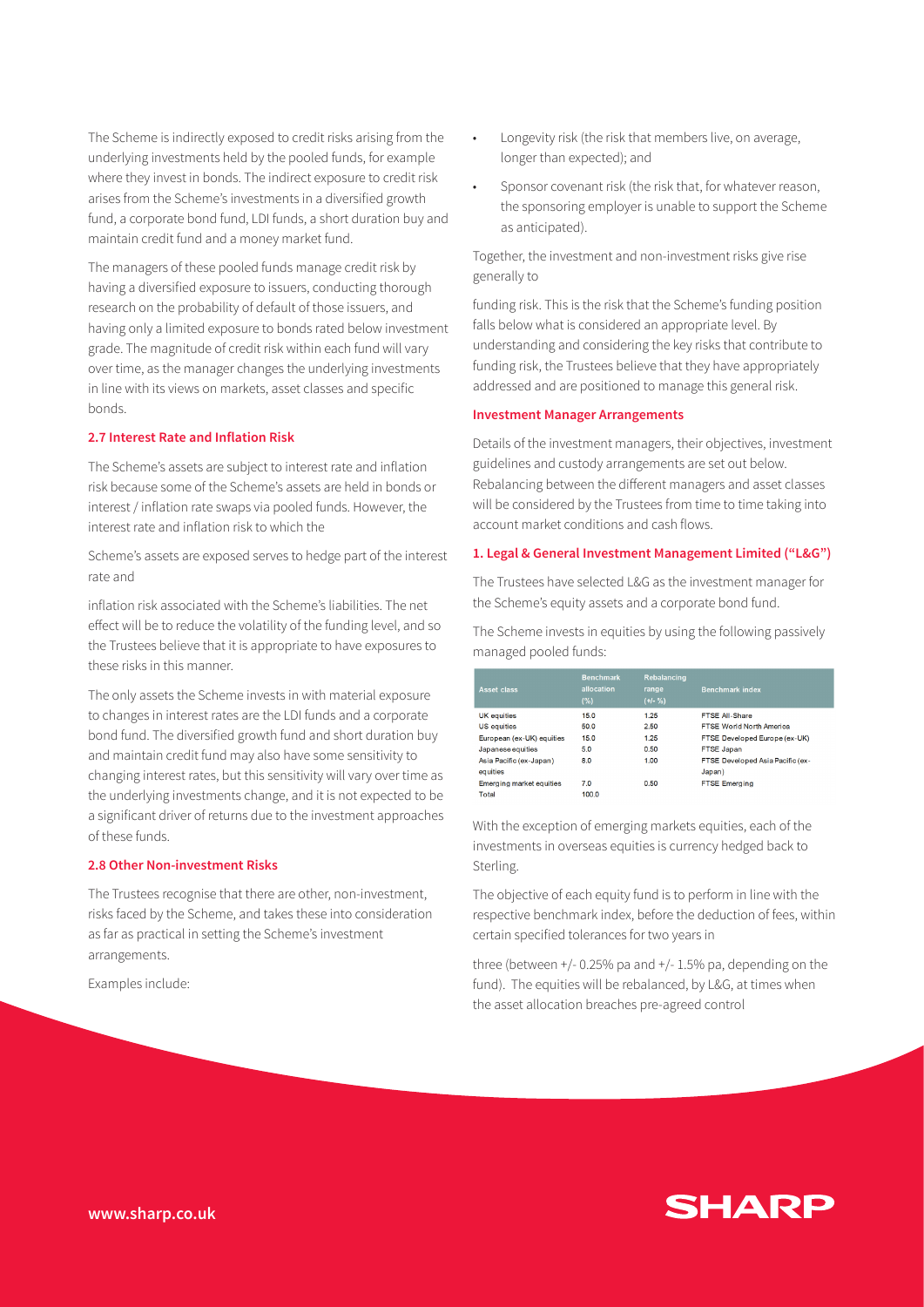The Scheme is indirectly exposed to credit risks arising from the underlying investments held by the pooled funds, for example where they invest in bonds. The indirect exposure to credit risk arises from the Scheme's investments in a diversified growth fund, a corporate bond fund, LDI funds, a short duration buy and maintain credit fund and a money market fund.

The managers of these pooled funds manage credit risk by having a diversified exposure to issuers, conducting thorough research on the probability of default of those issuers, and having only a limited exposure to bonds rated below investment grade. The magnitude of credit risk within each fund will vary over time, as the manager changes the underlying investments in line with its views on markets, asset classes and specific bonds.

#### 2.7 Interest Rate and Inflation Risk

The Scheme's assets are subject to interest rate and inflation risk because some of the Scheme's assets are held in bonds or interest / inflation rate swaps via pooled funds. However, the interest rate and inflation risk to which the

Scheme's assets are exposed serves to hedge part of the interest rate and

inflation risk associated with the Scheme's liabilities. The net effect will be to reduce the volatility of the funding level, and so the Trustees believe that it is appropriate to have exposures to these risks in this manner.

The only assets the Scheme invests in with material exposure to changes in interest rates are the LDI funds and a corporate bond fund. The diversified growth fund and short duration buy and maintain credit fund may also have some sensitivity to changing interest rates, but this sensitivity will vary over time as the underlying investments change, and it is not expected to be a significant driver of returns due to the investment approaches of these funds.

#### 2.8 Other Non-investment Risks

The Trustees recognise that there are other, non-investment, risks faced by the Scheme, and takes these into consideration as far as practical in setting the Scheme's investment arrangements.

Examples include:

- Longevity risk (the risk that members live, on average, longer than expected); and
- Sponsor covenant risk (the risk that, for whatever reason, the sponsoring employer is unable to support the Scheme as anticipated).

Together, the investment and non-investment risks give rise generally to

funding risk. This is the risk that the Scheme's funding position falls below what is considered an appropriate level. By understanding and considering the key risks that contribute to funding risk, the Trustees believe that they have appropriately addressed and are positioned to manage this general risk.

#### Investment Manager Arrangements

Details of the investment managers, their objectives, investment guidelines and custody arrangements are set out below. Rebalancing between the different managers and asset classes will be considered by the Trustees from time to time taking into account market conditions and cash flows.

#### 1. Legal & General Investment Management Limited ("L&G")

The Trustees have selected L&G as the investment manager for the Scheme's equity assets and a corporate bond fund.

The Scheme invests in equities by using the following passively managed pooled funds:

| Asset class | Benchmark allocation (%) | Rebalancing range (+/- %) | Benchmark index |
|---|---|---|---|
| UK equities | 15.0 | 1.25 | FTSE All-Share |
| US equities | 50.0 | 2.50 | FTSE World North America |
| European (ex-UK) equities | 15.0 | 1.25 | FTSE Developed Europe (ex-UK) |
| Japanese equities | 5.0 | 0.50 | FTSE Japan |
| Asia Pacific (ex-Japan) equities | 8.0 | 1.00 | FTSE Developed Asia Pacific (ex-Japan) |
| Emerging market equities | 7.0 | 0.50 | FTSE Emerging |
| Total | 100.0 | | |

With the exception of emerging markets equities, each of the investments in overseas equities is currency hedged back to Sterling.

The objective of each equity fund is to perform in line with the respective benchmark index, before the deduction of fees, within certain specified tolerances for two years in

three (between +/- 0.25% pa and +/- 1.5% pa, depending on the fund). The equities will be rebalanced, by L&G, at times when the asset allocation breaches pre-agreed control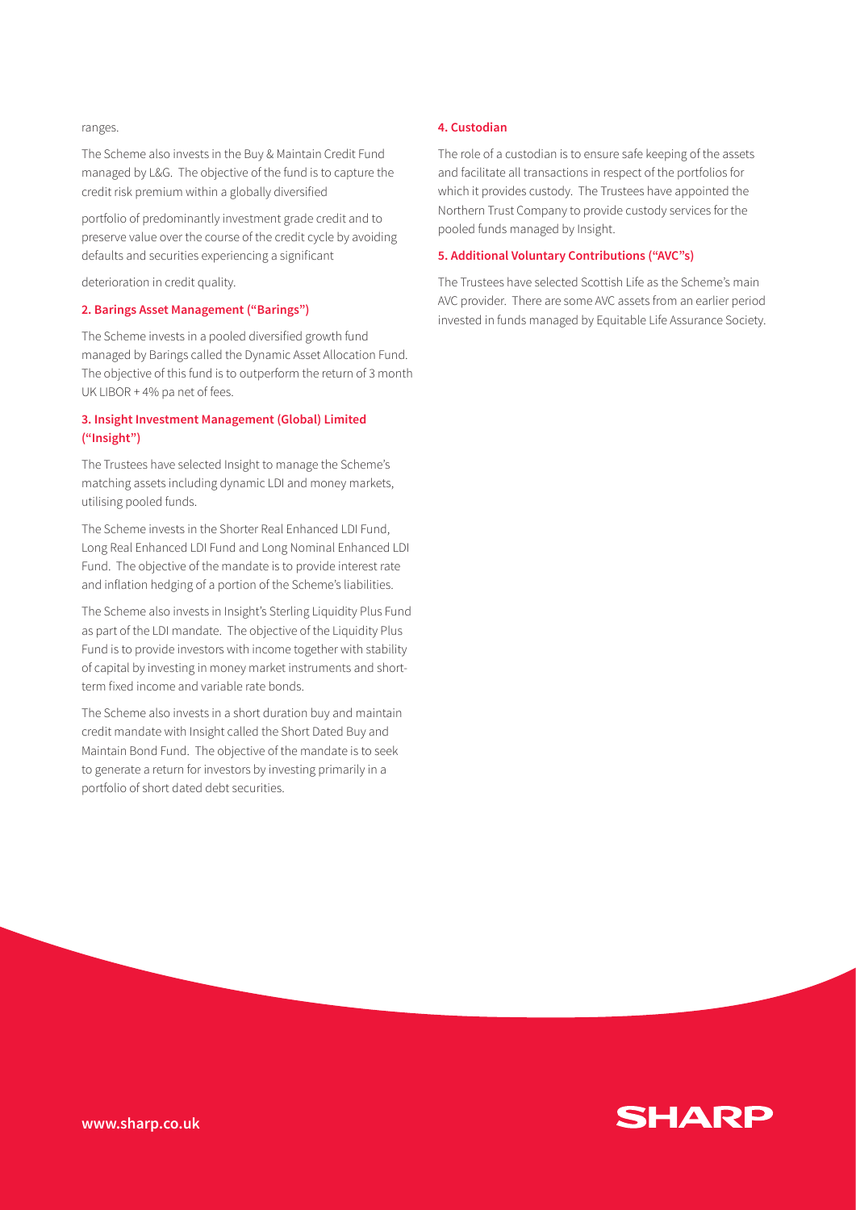ranges.

The Scheme also invests in the Buy & Maintain Credit Fund managed by L&G. The objective of the fund is to capture the credit risk premium within a globally diversified portfolio of predominantly investment grade credit and to preserve value over the course of the credit cycle by avoiding defaults and securities experiencing a significant deterioration in credit quality.

### 2. Barings Asset Management ("Barings")

The Scheme invests in a pooled diversified growth fund managed by Barings called the Dynamic Asset Allocation Fund. The objective of this fund is to outperform the return of 3 month UK LIBOR + 4% pa net of fees.

### 3. Insight Investment Management (Global) Limited ("Insight")

The Trustees have selected Insight to manage the Scheme's matching assets including dynamic LDI and money markets, utilising pooled funds.

The Scheme invests in the Shorter Real Enhanced LDI Fund, Long Real Enhanced LDI Fund and Long Nominal Enhanced LDI Fund. The objective of the mandate is to provide interest rate and inflation hedging of a portion of the Scheme's liabilities.

The Scheme also invests in Insight's Sterling Liquidity Plus Fund as part of the LDI mandate. The objective of the Liquidity Plus Fund is to provide investors with income together with stability of capital by investing in money market instruments and short-term fixed income and variable rate bonds.

The Scheme also invests in a short duration buy and maintain credit mandate with Insight called the Short Dated Buy and Maintain Bond Fund. The objective of the mandate is to seek to generate a return for investors by investing primarily in a portfolio of short dated debt securities.

### 4. Custodian

The role of a custodian is to ensure safe keeping of the assets and facilitate all transactions in respect of the portfolios for which it provides custody. The Trustees have appointed the Northern Trust Company to provide custody services for the pooled funds managed by Insight.

### 5. Additional Voluntary Contributions ("AVC"s)

The Trustees have selected Scottish Life as the Scheme's main AVC provider. There are some AVC assets from an earlier period invested in funds managed by Equitable Life Assurance Society.

**www.sharp.co.uk**

SHARP